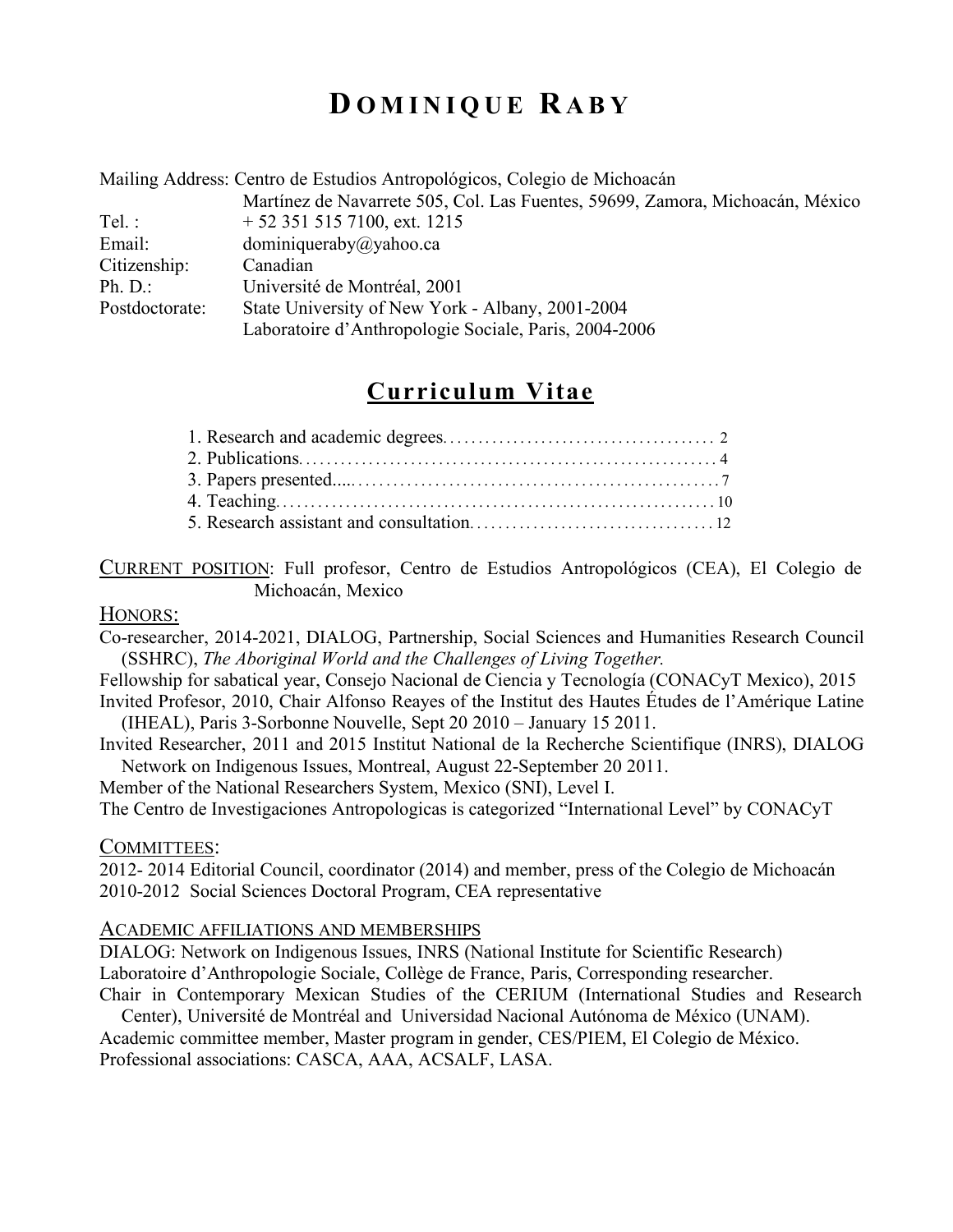# DOMINIQUE RABY

| | |
|---|---|
| Mailing Address: | Centro de Estudios Antropológicos, Colegio de Michoacán<br>Martínez de Navarrete 505, Col. Las Fuentes, 59699, Zamora, Michoacán, México |
| Tel. : | + 52 351 515 7100, ext. 1215 |
| Email: | dominiqueraby@yahoo.ca |
| Citizenship: | Canadian |
| Ph. D.: | Université de Montréal, 2001 |
| Postdoctorate: | State University of New York - Albany, 2001-2004<br>Laboratoire d'Anthropologie Sociale, Paris, 2004-2006 |

## Curriculum Vitae

1. Research and academic degrees ........ 2
2. Publications ........ 4
3. Papers presented ........ 7
4. Teaching ........ 10
5. Research assistant and consultation ........ 12

CURRENT POSITION: Full profesor, Centro de Estudios Antropológicos (CEA), El Colegio de Michoacán, Mexico

HONORS:

Co-researcher, 2014-2021, DIALOG, Partnership, Social Sciences and Humanities Research Council (SSHRC), *The Aboriginal World and the Challenges of Living Together.*

Fellowship for sabatical year, Consejo Nacional de Ciencia y Tecnología (CONACyT Mexico), 2015

Invited Profesor, 2010, Chair Alfonso Reayes of the Institut des Hautes Études de l'Amérique Latine (IHEAL), Paris 3-Sorbonne Nouvelle, Sept 20 2010 – January 15 2011.

Invited Researcher, 2011 and 2015 Institut National de la Recherche Scientifique (INRS), DIALOG Network on Indigenous Issues, Montreal, August 22-September 20 2011.

Member of the National Researchers System, Mexico (SNI), Level I.

The Centro de Investigaciones Antropologicas is categorized "International Level" by CONACyT

COMMITTEES:

2012- 2014 Editorial Council, coordinator (2014) and member, press of the Colegio de Michoacán

2010-2012 Social Sciences Doctoral Program, CEA representative

ACADEMIC AFFILIATIONS AND MEMBERSHIPS

DIALOG: Network on Indigenous Issues, INRS (National Institute for Scientific Research)

Laboratoire d'Anthropologie Sociale, Collège de France, Paris, Corresponding researcher.

Chair in Contemporary Mexican Studies of the CERIUM (International Studies and Research Center), Université de Montréal and Universidad Nacional Autónoma de México (UNAM).

Academic committee member, Master program in gender, CES/PIEM, El Colegio de México.

Professional associations: CASCA, AAA, ACSALF, LASA.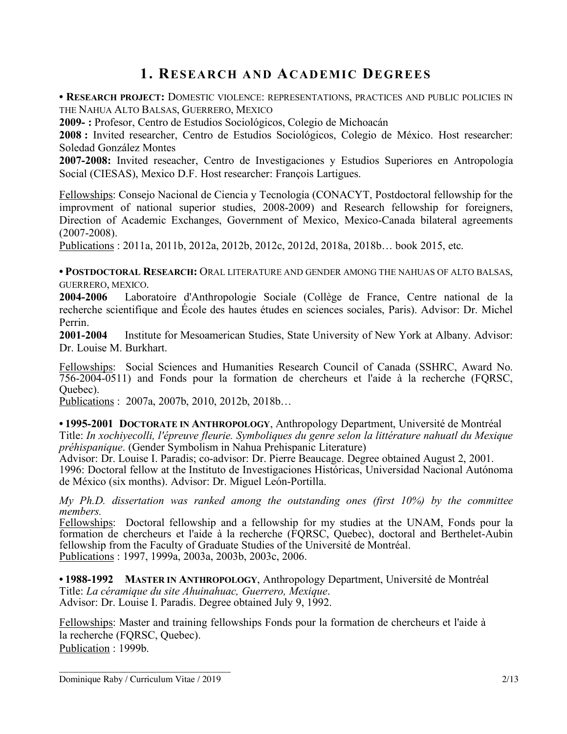# 1. Research and Academic Degrees

**• Research project:** Domestic violence: representations, practices and public policies in the Nahua Alto Balsas, Guerrero, Mexico

**2009- :** Profesor, Centro de Estudios Sociológicos, Colegio de Michoacán

**2008 :** Invited researcher, Centro de Estudios Sociológicos, Colegio de México. Host researcher: Soledad González Montes

**2007-2008:** Invited reseacher, Centro de Investigaciones y Estudios Superiores en Antropología Social (CIESAS), Mexico D.F. Host researcher: François Lartigues.

Fellowships: Consejo Nacional de Ciencia y Tecnología (CONACYT, Postdoctoral fellowship for the improvment of national superior studies, 2008-2009) and Research fellowship for foreigners, Direction of Academic Exchanges, Government of Mexico, Mexico-Canada bilateral agreements (2007-2008).

Publications : 2011a, 2011b, 2012a, 2012b, 2012c, 2012d, 2018a, 2018b… book 2015, etc.

**• Postdoctoral Research:** Oral literature and gender among the nahuas of alto balsas, guerrero, mexico.

**2004-2006** Laboratoire d'Anthropologie Sociale (Collège de France, Centre national de la recherche scientifique and École des hautes études en sciences sociales, Paris). Advisor: Dr. Michel Perrin.

**2001-2004** Institute for Mesoamerican Studies, State University of New York at Albany. Advisor: Dr. Louise M. Burkhart.

Fellowships: Social Sciences and Humanities Research Council of Canada (SSHRC, Award No. 756-2004-0511) and Fonds pour la formation de chercheurs et l'aide à la recherche (FQRSC, Quebec).

Publications : 2007a, 2007b, 2010, 2012b, 2018b…

**• 1995-2001 Doctorate in Anthropology**, Anthropology Department, Université de Montréal

Title: *In xochiyecolli, l'épreuve fleurie. Symboliques du genre selon la littérature nahuatl du Mexique préhispanique*. (Gender Symbolism in Nahua Prehispanic Literature)

Advisor: Dr. Louise I. Paradis; co-advisor: Dr. Pierre Beaucage. Degree obtained August 2, 2001.

1996: Doctoral fellow at the Instituto de Investigaciones Históricas, Universidad Nacional Autónoma de México (six months). Advisor: Dr. Miguel León-Portilla.

*My Ph.D. dissertation was ranked among the outstanding ones (first 10%) by the committee members.*

Fellowships: Doctoral fellowship and a fellowship for my studies at the UNAM, Fonds pour la formation de chercheurs et l'aide à la recherche (FQRSC, Quebec), doctoral and Berthelet-Aubin fellowship from the Faculty of Graduate Studies of the Université de Montréal.

Publications : 1997, 1999a, 2003a, 2003b, 2003c, 2006.

**• 1988-1992 Master in Anthropology**, Anthropology Department, Université de Montréal

Title: *La céramique du site Ahuinahuac, Guerrero, Mexique*.

Advisor: Dr. Louise I. Paradis. Degree obtained July 9, 1992.

Fellowships: Master and training fellowships Fonds pour la formation de chercheurs et l'aide à la recherche (FQRSC, Quebec).

Publication : 1999b.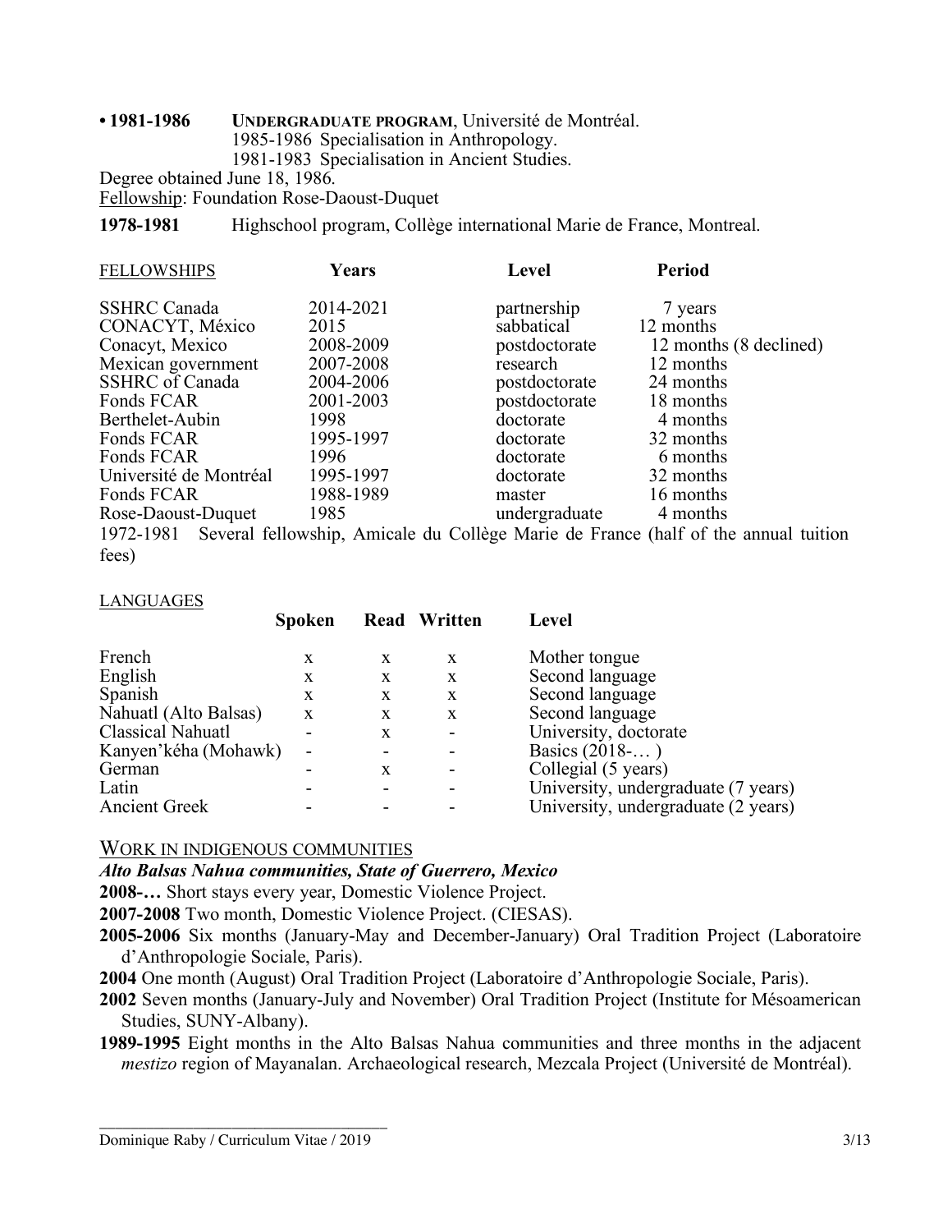**• 1981-1986** **UNDERGRADUATE PROGRAM**, Université de Montréal.
1985-1986 Specialisation in Anthropology.
1981-1983 Specialisation in Ancient Studies.

Degree obtained June 18, 1986.

Fellowship: Foundation Rose-Daoust-Duquet

**1978-1981** Highschool program, Collège international Marie de France, Montreal.

| FELLOWSHIPS | Years | Level | Period |
|---|---|---|---|
| SSHRC Canada | 2014-2021 | partnership | 7 years |
| CONACYT, México | 2015 | sabbatical | 12 months |
| Conacyt, Mexico | 2008-2009 | postdoctorate | 12 months (8 declined) |
| Mexican government | 2007-2008 | research | 12 months |
| SSHRC of Canada | 2004-2006 | postdoctorate | 24 months |
| Fonds FCAR | 2001-2003 | postdoctorate | 18 months |
| Berthelet-Aubin | 1998 | doctorate | 4 months |
| Fonds FCAR | 1995-1997 | doctorate | 32 months |
| Fonds FCAR | 1996 | doctorate | 6 months |
| Université de Montréal | 1995-1997 | doctorate | 32 months |
| Fonds FCAR | 1988-1989 | master | 16 months |
| Rose-Daoust-Duquet | 1985 | undergraduate | 4 months |

1972-1981 Several fellowship, Amicale du Collège Marie de France (half of the annual tuition fees)

LANGUAGES

| | Spoken | Read | Written | Level |
|---|---|---|---|---|
| French | x | x | x | Mother tongue |
| English | x | x | x | Second language |
| Spanish | x | x | x | Second language |
| Nahuatl (Alto Balsas) | x | x | x | Second language |
| Classical Nahuatl | - | x | - | University, doctorate |
| Kanyen'kéha (Mohawk) | - | - | - | Basics (2018-… ) |
| German | - | x | - | Collegial (5 years) |
| Latin | - | - | - | University, undergraduate (7 years) |
| Ancient Greek | - | - | - | University, undergraduate (2 years) |

WORK IN INDIGENOUS COMMUNITIES

***Alto Balsas Nahua communities, State of Guerrero, Mexico***

**2008-…** Short stays every year, Domestic Violence Project.

**2007-2008** Two month, Domestic Violence Project. (CIESAS).

**2005-2006** Six months (January-May and December-January) Oral Tradition Project (Laboratoire d'Anthropologie Sociale, Paris).

**2004** One month (August) Oral Tradition Project (Laboratoire d'Anthropologie Sociale, Paris).

**2002** Seven months (January-July and November) Oral Tradition Project (Institute for Mésoamerican Studies, SUNY-Albany).

**1989-1995** Eight months in the Alto Balsas Nahua communities and three months in the adjacent *mestizo* region of Mayanalan. Archaeological research, Mezcala Project (Université de Montréal).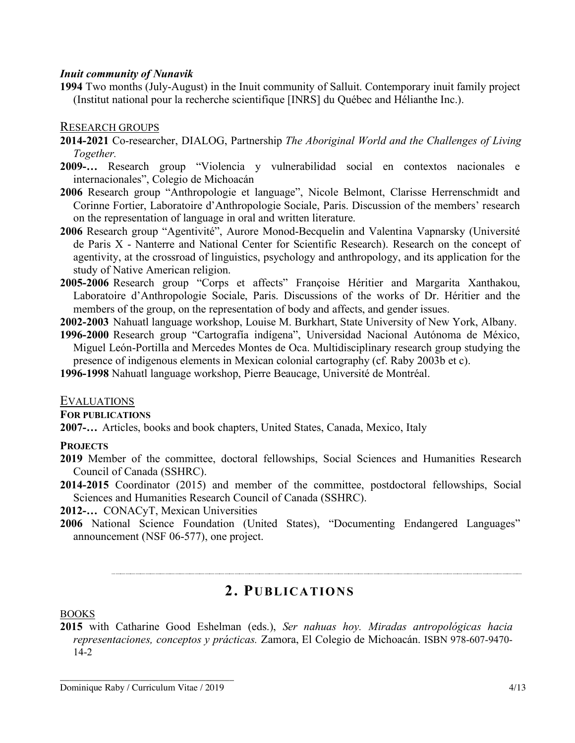***Inuit community of Nunavik***

**1994** Two months (July-August) in the Inuit community of Salluit. Contemporary inuit family project (Institut national pour la recherche scientifique [INRS] du Québec and Hélianthe Inc.).

### Research groups

**2014-2021** Co-researcher, DIALOG, Partnership *The Aboriginal World and the Challenges of Living Together.*

**2009-…** Research group "Violencia y vulnerabilidad social en contextos nacionales e internacionales", Colegio de Michoacán

**2006** Research group "Anthropologie et language", Nicole Belmont, Clarisse Herrenschmidt and Corinne Fortier, Laboratoire d'Anthropologie Sociale, Paris. Discussion of the members' research on the representation of language in oral and written literature.

**2006** Research group "Agentivité", Aurore Monod-Becquelin and Valentina Vapnarsky (Université de Paris X - Nanterre and National Center for Scientific Research). Research on the concept of agentivity, at the crossroad of linguistics, psychology and anthropology, and its application for the study of Native American religion.

**2005-2006** Research group "Corps et affects" Françoise Héritier and Margarita Xanthakou, Laboratoire d'Anthropologie Sociale, Paris. Discussions of the works of Dr. Héritier and the members of the group, on the representation of body and affects, and gender issues.

**2002-2003** Nahuatl language workshop, Louise M. Burkhart, State University of New York, Albany.

**1996-2000** Research group "Cartografía indígena", Universidad Nacional Autónoma de México, Miguel León-Portilla and Mercedes Montes de Oca. Multidisciplinary research group studying the presence of indigenous elements in Mexican colonial cartography (cf. Raby 2003b et c).

**1996-1998** Nahuatl language workshop, Pierre Beaucage, Université de Montréal.

### Evaluations

**For publications**

**2007-…** Articles, books and book chapters, United States, Canada, Mexico, Italy

**Projects**

**2019** Member of the committee, doctoral fellowships, Social Sciences and Humanities Research Council of Canada (SSHRC).

**2014-2015** Coordinator (2015) and member of the committee, postdoctoral fellowships, Social Sciences and Humanities Research Council of Canada (SSHRC).

**2012-…** CONACyT, Mexican Universities

**2006** National Science Foundation (United States), "Documenting Endangered Languages" announcement (NSF 06-577), one project.

## 2. Publications

### Books

**2015** with Catharine Good Eshelman (eds.), *Ser nahuas hoy. Miradas antropológicas hacia representaciones, conceptos y prácticas.* Zamora, El Colegio de Michoacán. ISBN 978-607-9470-14-2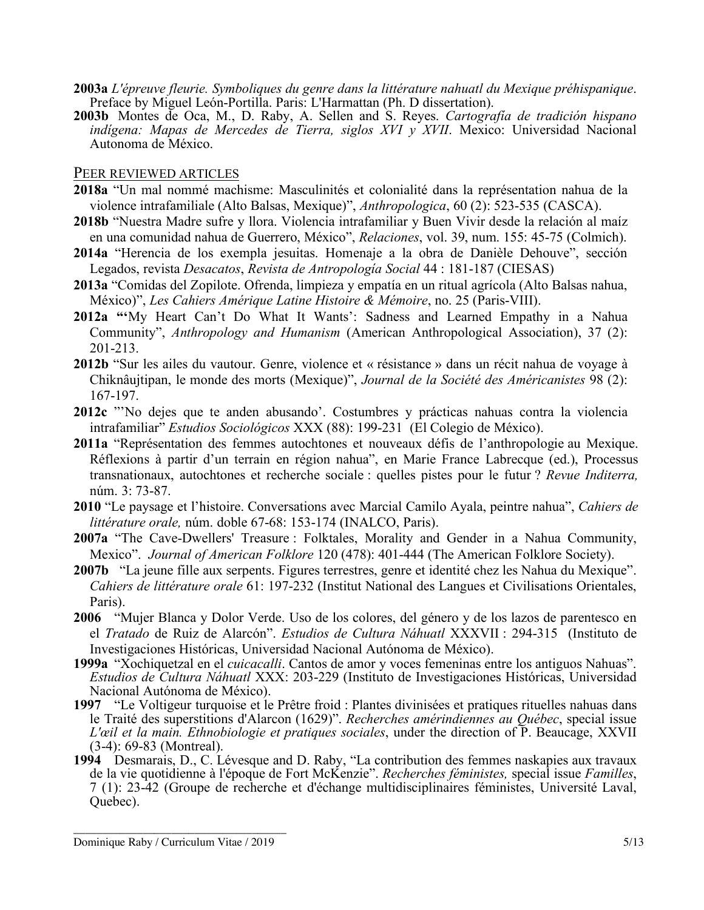**2003a** *L'épreuve fleurie. Symboliques du genre dans la littérature nahuatl du Mexique préhispanique*. Preface by Miguel León-Portilla. Paris: L'Harmattan (Ph. D dissertation).

**2003b** Montes de Oca, M., D. Raby, A. Sellen and S. Reyes. *Cartografía de tradición hispano indígena: Mapas de Mercedes de Tierra, siglos XVI y XVII*. Mexico: Universidad Nacional Autonoma de México.

## PEER REVIEWED ARTICLES

**2018a** "Un mal nommé machisme: Masculinités et colonialité dans la représentation nahua de la violence intrafamiliale (Alto Balsas, Mexique)", *Anthropologica*, 60 (2): 523-535 (CASCA).

**2018b** "Nuestra Madre sufre y llora. Violencia intrafamiliar y Buen Vivir desde la relación al maíz en una comunidad nahua de Guerrero, México", *Relaciones*, vol. 39, num. 155: 45-75 (Colmich).

**2014a** "Herencia de los exempla jesuitas. Homenaje a la obra de Danièle Dehouve", sección Legados, revista *Desacatos*, *Revista de Antropología Social* 44 : 181-187 (CIESAS)

**2013a** "Comidas del Zopilote. Ofrenda, limpieza y empatía en un ritual agrícola (Alto Balsas nahua, México)", *Les Cahiers Amérique Latine Histoire & Mémoire*, no. 25 (Paris-VIII).

**2012a "'**My Heart Can't Do What It Wants': Sadness and Learned Empathy in a Nahua Community", *Anthropology and Humanism* (American Anthropological Association), 37 (2): 201-213.

**2012b** "Sur les ailes du vautour. Genre, violence et « résistance » dans un récit nahua de voyage à Chiknâujtipan, le monde des morts (Mexique)", *Journal de la Société des Américanistes* 98 (2): 167-197.

**2012c** "'No dejes que te anden abusando'. Costumbres y prácticas nahuas contra la violencia intrafamiliar" *Estudios Sociológicos* XXX (88): 199-231 (El Colegio de México).

**2011a** "Représentation des femmes autochtones et nouveaux défis de l'anthropologie au Mexique. Réflexions à partir d'un terrain en région nahua", en Marie France Labrecque (ed.), Processus transnationaux, autochtones et recherche sociale : quelles pistes pour le futur ? *Revue Inditerra,* núm. 3: 73-87.

**2010** "Le paysage et l'histoire. Conversations avec Marcial Camilo Ayala, peintre nahua", *Cahiers de littérature orale,* núm. doble 67-68: 153-174 (INALCO, Paris).

**2007a** "The Cave-Dwellers' Treasure : Folktales, Morality and Gender in a Nahua Community, Mexico". *Journal of American Folklore* 120 (478): 401-444 (The American Folklore Society).

**2007b** "La jeune fille aux serpents. Figures terrestres, genre et identité chez les Nahua du Mexique". *Cahiers de littérature orale* 61: 197-232 (Institut National des Langues et Civilisations Orientales, Paris).

**2006** "Mujer Blanca y Dolor Verde. Uso de los colores, del género y de los lazos de parentesco en el *Tratado* de Ruiz de Alarcón". *Estudios de Cultura Náhuatl* XXXVII : 294-315 (Instituto de Investigaciones Históricas, Universidad Nacional Autónoma de México).

**1999a** "Xochiquetzal en el *cuicacalli*. Cantos de amor y voces femeninas entre los antiguos Nahuas". *Estudios de Cultura Náhuatl* XXX: 203-229 (Instituto de Investigaciones Históricas, Universidad Nacional Autónoma de México).

**1997** "Le Voltigeur turquoise et le Prêtre froid : Plantes divinisées et pratiques rituelles nahuas dans le Traité des superstitions d'Alarcon (1629)". *Recherches amérindiennes au Québec*, special issue *L'œil et la main. Ethnobiologie et pratiques sociales*, under the direction of P. Beaucage, XXVII (3-4): 69-83 (Montreal).

**1994** Desmarais, D., C. Lévesque and D. Raby, "La contribution des femmes naskapies aux travaux de la vie quotidienne à l'époque de Fort McKenzie". *Recherches féministes,* special issue *Familles*, 7 (1): 23-42 (Groupe de recherche et d'échange multidisciplinaires féministes, Université Laval, Quebec).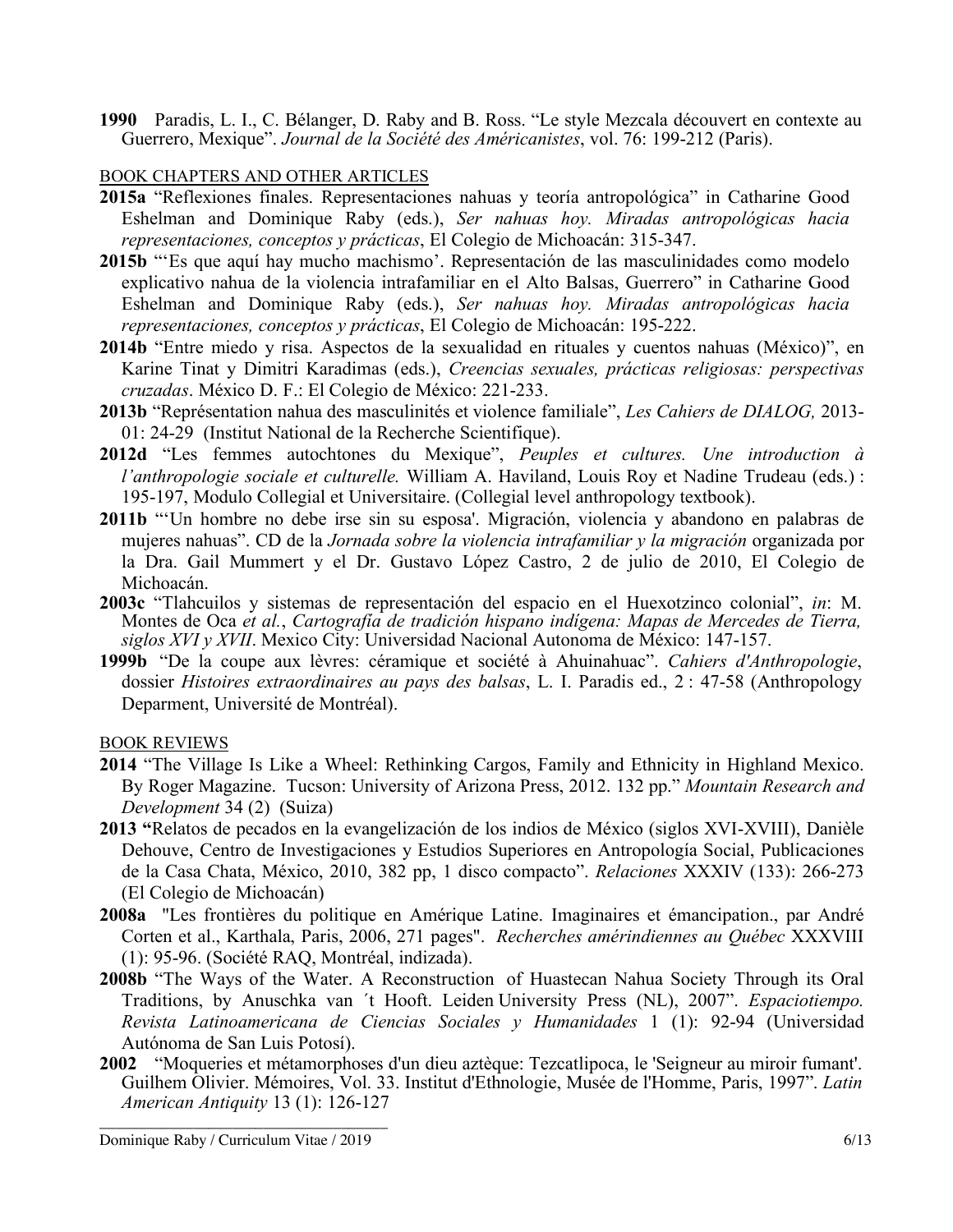**1990** Paradis, L. I., C. Bélanger, D. Raby and B. Ross. "Le style Mezcala découvert en contexte au Guerrero, Mexique". *Journal de la Société des Américanistes*, vol. 76: 199-212 (Paris).

BOOK CHAPTERS AND OTHER ARTICLES

**2015a** "Reflexiones finales. Representaciones nahuas y teoría antropológica" in Catharine Good Eshelman and Dominique Raby (eds.), *Ser nahuas hoy. Miradas antropológicas hacia representaciones, conceptos y prácticas*, El Colegio de Michoacán: 315-347.

**2015b** "'Es que aquí hay mucho machismo'. Representación de las masculinidades como modelo explicativo nahua de la violencia intrafamiliar en el Alto Balsas, Guerrero" in Catharine Good Eshelman and Dominique Raby (eds.), *Ser nahuas hoy. Miradas antropológicas hacia representaciones, conceptos y prácticas*, El Colegio de Michoacán: 195-222.

**2014b** "Entre miedo y risa. Aspectos de la sexualidad en rituales y cuentos nahuas (México)", en Karine Tinat y Dimitri Karadimas (eds.), *Creencias sexuales, prácticas religiosas: perspectivas cruzadas*. México D. F.: El Colegio de México: 221-233.

**2013b** "Représentation nahua des masculinités et violence familiale", *Les Cahiers de DIALOG,* 2013-01: 24-29 (Institut National de la Recherche Scientifique).

**2012d** "Les femmes autochtones du Mexique", *Peuples et cultures. Une introduction à l'anthropologie sociale et culturelle.* William A. Haviland, Louis Roy et Nadine Trudeau (eds.) : 195-197, Modulo Collegial et Universitaire. (Collegial level anthropology textbook).

**2011b** "'Un hombre no debe irse sin su esposa'. Migración, violencia y abandono en palabras de mujeres nahuas". CD de la *Jornada sobre la violencia intrafamiliar y la migración* organizada por la Dra. Gail Mummert y el Dr. Gustavo López Castro, 2 de julio de 2010, El Colegio de Michoacán.

**2003c** "Tlahcuilos y sistemas de representación del espacio en el Huexotzinco colonial", *in*: M. Montes de Oca *et al.*, *Cartografía de tradición hispano indígena: Mapas de Mercedes de Tierra, siglos XVI y XVII*. Mexico City: Universidad Nacional Autonoma de México: 147-157.

**1999b** "De la coupe aux lèvres: céramique et société à Ahuinahuac". *Cahiers d'Anthropologie*, dossier *Histoires extraordinaires au pays des balsas*, L. I. Paradis ed., 2 : 47-58 (Anthropology Deparment, Université de Montréal).

BOOK REVIEWS

**2014** "The Village Is Like a Wheel: Rethinking Cargos, Family and Ethnicity in Highland Mexico. By Roger Magazine. Tucson: University of Arizona Press, 2012. 132 pp." *Mountain Research and Development* 34 (2) (Suiza)

**2013 "**Relatos de pecados en la evangelización de los indios de México (siglos XVI-XVIII), Danièle Dehouve, Centro de Investigaciones y Estudios Superiores en Antropología Social, Publicaciones de la Casa Chata, México, 2010, 382 pp, 1 disco compacto". *Relaciones* XXXIV (133): 266-273 (El Colegio de Michoacán)

**2008a** "Les frontières du politique en Amérique Latine. Imaginaires et émancipation., par André Corten et al., Karthala, Paris, 2006, 271 pages". *Recherches amérindiennes au Québec* XXXVIII (1): 95-96. (Société RAQ, Montréal, indizada).

**2008b** "The Ways of the Water. A Reconstruction of Huastecan Nahua Society Through its Oral Traditions, by Anuschka van ´t Hooft. Leiden University Press (NL), 2007". *Espaciotiempo. Revista Latinoamericana de Ciencias Sociales y Humanidades* 1 (1): 92-94 (Universidad Autónoma de San Luis Potosí).

**2002** "Moqueries et métamorphoses d'un dieu aztèque: Tezcatlipoca, le 'Seigneur au miroir fumant'. Guilhem Olivier. Mémoires, Vol. 33. Institut d'Ethnologie, Musée de l'Homme, Paris, 1997". *Latin American Antiquity* 13 (1): 126-127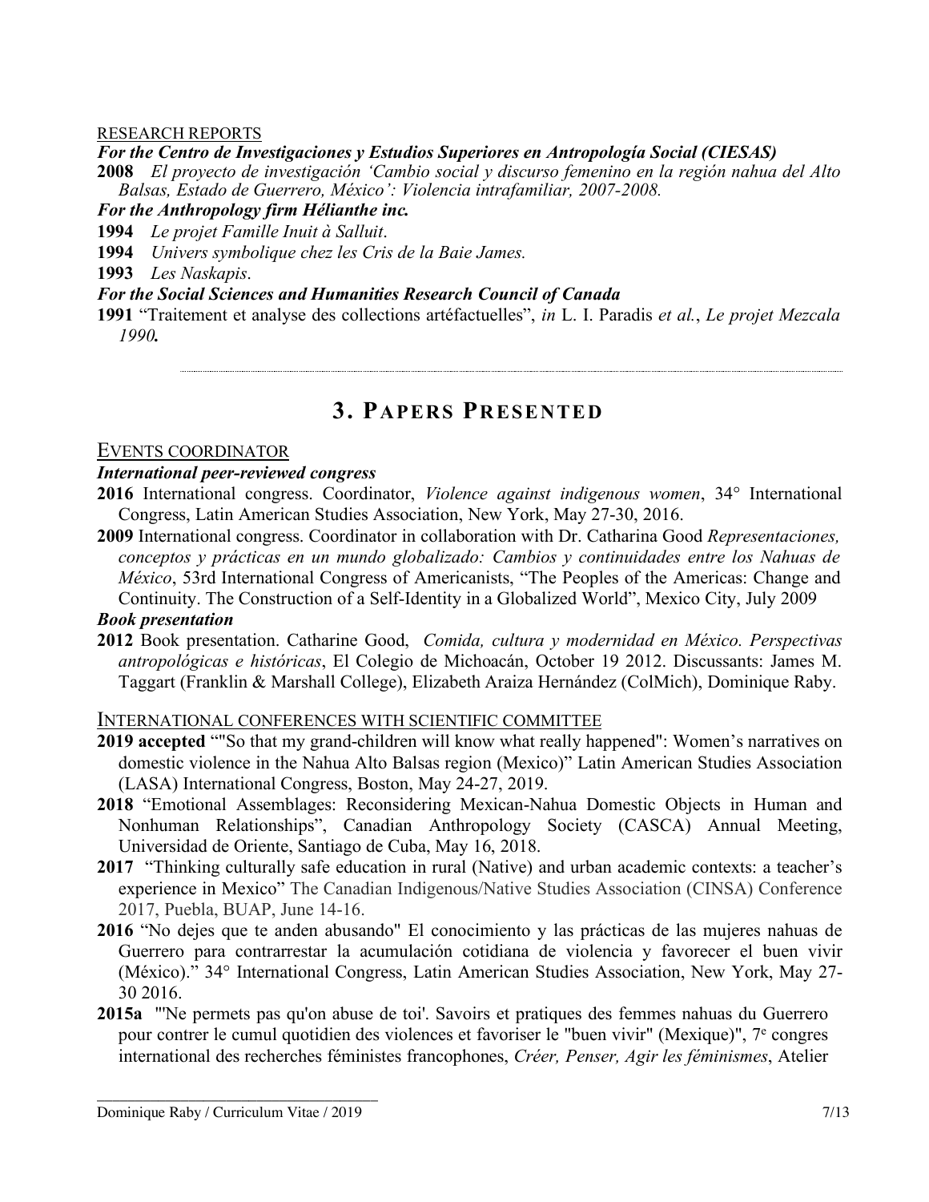RESEARCH REPORTS

***For the Centro de Investigaciones y Estudios Superiores en Antropología Social (CIESAS)***

**2008** *El proyecto de investigación 'Cambio social y discurso femenino en la región nahua del Alto Balsas, Estado de Guerrero, México': Violencia intrafamiliar, 2007-2008.*

***For the Anthropology firm Hélianthe inc.***

**1994** *Le projet Famille Inuit à Salluit*.

**1994** *Univers symbolique chez les Cris de la Baie James.*

**1993** *Les Naskapis*.

***For the Social Sciences and Humanities Research Council of Canada***

**1991** "Traitement et analyse des collections artéfactuelles", *in* L. I. Paradis *et al.*, *Le projet Mezcala 1990.*

---

# 3. Papers Presented

EVENTS COORDINATOR

***International peer-reviewed congress***

**2016** International congress. Coordinator, *Violence against indigenous women*, 34° International Congress, Latin American Studies Association, New York, May 27-30, 2016.

**2009** International congress. Coordinator in collaboration with Dr. Catharina Good *Representaciones, conceptos y prácticas en un mundo globalizado: Cambios y continuidades entre los Nahuas de México*, 53rd International Congress of Americanists, "The Peoples of the Americas: Change and Continuity. The Construction of a Self-Identity in a Globalized World", Mexico City, July 2009

***Book presentation***

**2012** Book presentation. Catharine Good, *Comida, cultura y modernidad en México. Perspectivas antropológicas e históricas*, El Colegio de Michoacán, October 19 2012. Discussants: James M. Taggart (Franklin & Marshall College), Elizabeth Araiza Hernández (ColMich), Dominique Raby.

INTERNATIONAL CONFERENCES WITH SCIENTIFIC COMMITTEE

**2019 accepted** ""So that my grand-children will know what really happened": Women's narratives on domestic violence in the Nahua Alto Balsas region (Mexico)" Latin American Studies Association (LASA) International Congress, Boston, May 24-27, 2019.

**2018** "Emotional Assemblages: Reconsidering Mexican-Nahua Domestic Objects in Human and Nonhuman Relationships", Canadian Anthropology Society (CASCA) Annual Meeting, Universidad de Oriente, Santiago de Cuba, May 16, 2018.

**2017** "Thinking culturally safe education in rural (Native) and urban academic contexts: a teacher's experience in Mexico" The Canadian Indigenous/Native Studies Association (CINSA) Conference 2017, Puebla, BUAP, June 14-16.

**2016** "No dejes que te anden abusando" El conocimiento y las prácticas de las mujeres nahuas de Guerrero para contrarrestar la acumulación cotidiana de violencia y favorecer el buen vivir (México)." 34° International Congress, Latin American Studies Association, New York, May 27-30 2016.

**2015a** "'Ne permets pas qu'on abuse de toi'. Savoirs et pratiques des femmes nahuas du Guerrero pour contrer le cumul quotidien des violences et favoriser le "buen vivir" (Mexique)", 7e congres international des recherches féministes francophones, *Créer, Penser, Agir les féminismes*, Atelier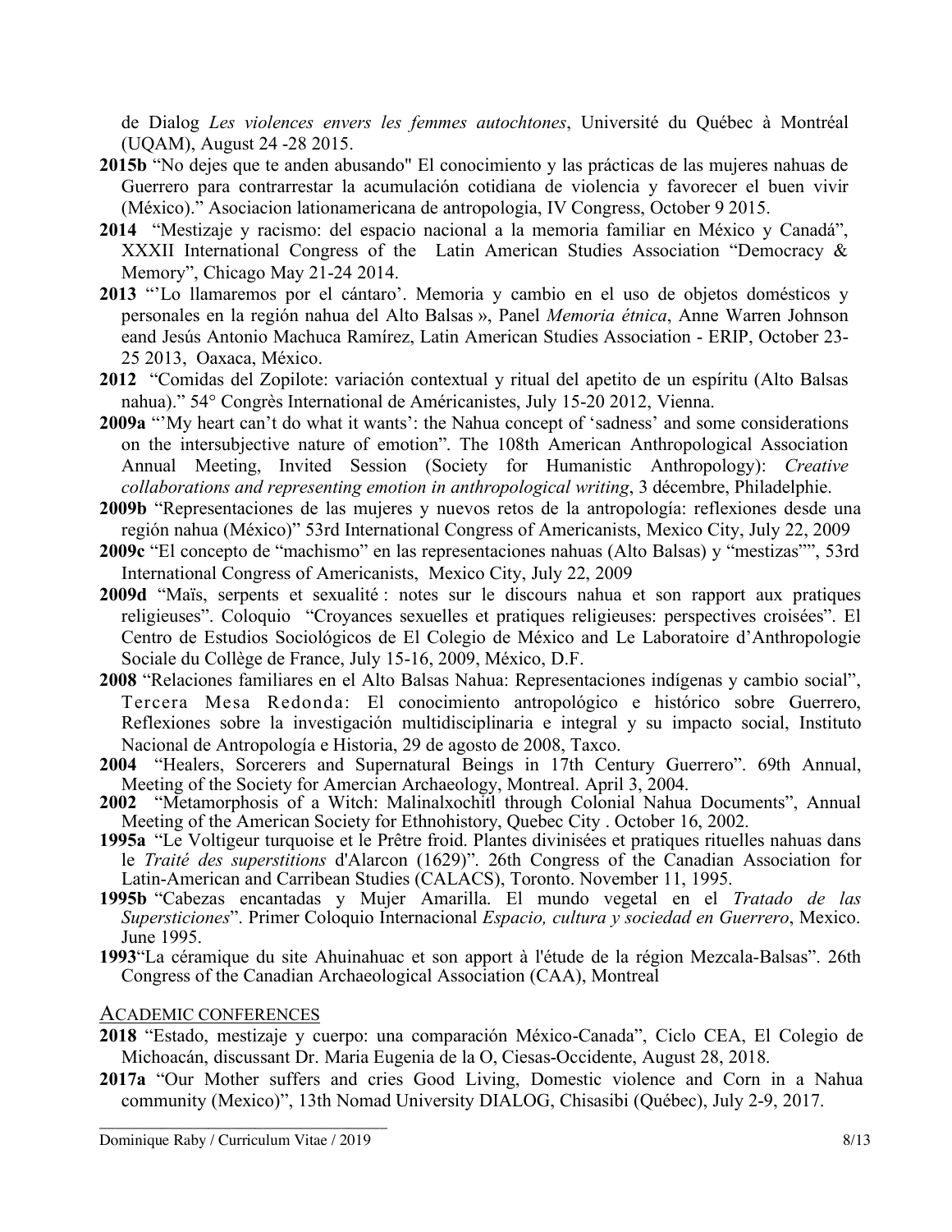de Dialog *Les violences envers les femmes autochtones*, Université du Québec à Montréal (UQAM), August 24 -28 2015.

**2015b** "No dejes que te anden abusando" El conocimiento y las prácticas de las mujeres nahuas de Guerrero para contrarrestar la acumulación cotidiana de violencia y favorecer el buen vivir (México)." Asociacion lationamericana de antropologia, IV Congress, October 9 2015.

**2014** "Mestizaje y racismo: del espacio nacional a la memoria familiar en México y Canadá", XXXII International Congress of the Latin American Studies Association "Democracy & Memory", Chicago May 21-24 2014.

**2013** "'Lo llamaremos por el cántaro'. Memoria y cambio en el uso de objetos domésticos y personales en la región nahua del Alto Balsas », Panel *Memoria étnica*, Anne Warren Johnson eand Jesús Antonio Machuca Ramírez, Latin American Studies Association - ERIP, October 23-25 2013, Oaxaca, México.

**2012** "Comidas del Zopilote: variación contextual y ritual del apetito de un espíritu (Alto Balsas nahua)." 54° Congrès International de Américanistes, July 15-20 2012, Vienna.

**2009a** "'My heart can't do what it wants': the Nahua concept of 'sadness' and some considerations on the intersubjective nature of emotion". The 108th American Anthropological Association Annual Meeting, Invited Session (Society for Humanistic Anthropology): *Creative collaborations and representing emotion in anthropological writing*, 3 décembre, Philadelphie.

**2009b** "Representaciones de las mujeres y nuevos retos de la antropología: reflexiones desde una región nahua (México)" 53rd International Congress of Americanists, Mexico City, July 22, 2009

**2009c** "El concepto de "machismo" en las representaciones nahuas (Alto Balsas) y "mestizas"", 53rd International Congress of Americanists, Mexico City, July 22, 2009

**2009d** "Maïs, serpents et sexualité : notes sur le discours nahua et son rapport aux pratiques religieuses". Coloquio "Croyances sexuelles et pratiques religieuses: perspectives croisées". El Centro de Estudios Sociológicos de El Colegio de México and Le Laboratoire d'Anthropologie Sociale du Collège de France, July 15-16, 2009, México, D.F.

**2008** "Relaciones familiares en el Alto Balsas Nahua: Representaciones indígenas y cambio social", Tercera Mesa Redonda: El conocimiento antropológico e histórico sobre Guerrero, Reflexiones sobre la investigación multidisciplinaria e integral y su impacto social, Instituto Nacional de Antropología e Historia, 29 de agosto de 2008, Taxco.

**2004** "Healers, Sorcerers and Supernatural Beings in 17th Century Guerrero". 69th Annual, Meeting of the Society for Amercian Archaeology, Montreal. April 3, 2004.

**2002** "Metamorphosis of a Witch: Malinalxochitl through Colonial Nahua Documents", Annual Meeting of the American Society for Ethnohistory, Quebec City . October 16, 2002.

**1995a** "Le Voltigeur turquoise et le Prêtre froid. Plantes divinisées et pratiques rituelles nahuas dans le *Traité des superstitions* d'Alarcon (1629)". 26th Congress of the Canadian Association for Latin-American and Carribean Studies (CALACS), Toronto. November 11, 1995.

**1995b** "Cabezas encantadas y Mujer Amarilla. El mundo vegetal en el *Tratado de las Supersticiones*". Primer Coloquio Internacional *Espacio, cultura y sociedad en Guerrero*, Mexico. June 1995.

**1993** "La céramique du site Ahuinahuac et son apport à l'étude de la région Mezcala-Balsas". 26th Congress of the Canadian Archaeological Association (CAA), Montreal

## ACADEMIC CONFERENCES

**2018** "Estado, mestizaje y cuerpo: una comparación México-Canada", Ciclo CEA, El Colegio de Michoacán, discussant Dr. Maria Eugenia de la O, Ciesas-Occidente, August 28, 2018.

**2017a** "Our Mother suffers and cries Good Living, Domestic violence and Corn in a Nahua community (Mexico)", 13th Nomad University DIALOG, Chisasibi (Québec), July 2-9, 2017.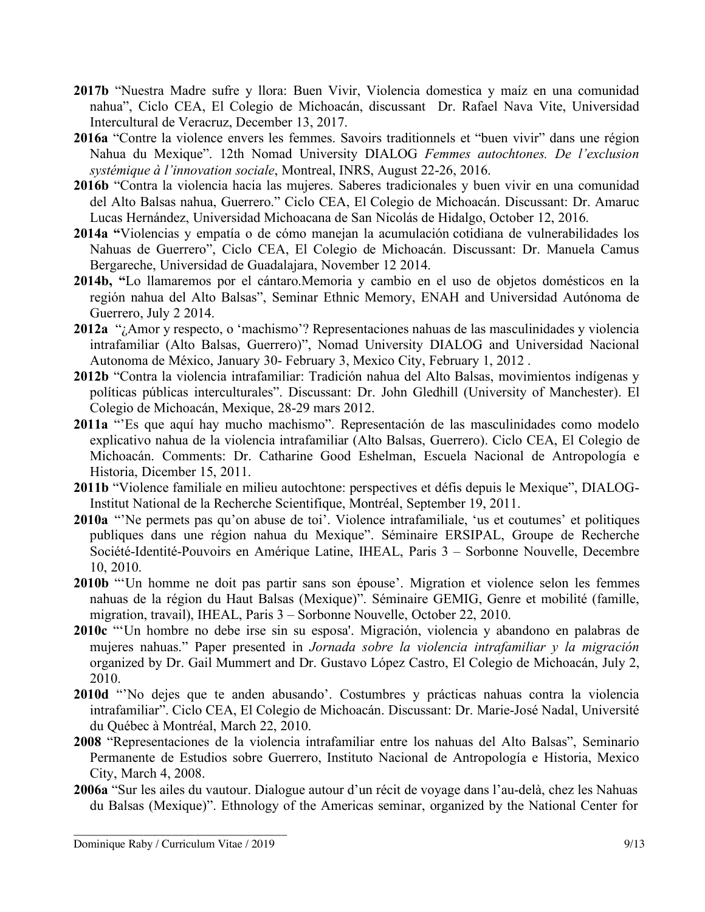**2017b** "Nuestra Madre sufre y llora: Buen Vivir, Violencia domestica y maíz en una comunidad nahua", Ciclo CEA, El Colegio de Michoacán, discussant Dr. Rafael Nava Vite, Universidad Intercultural de Veracruz, December 13, 2017.

**2016a** "Contre la violence envers les femmes. Savoirs traditionnels et "buen vivir" dans une région Nahua du Mexique". 12th Nomad University DIALOG *Femmes autochtones. De l'exclusion systémique à l'innovation sociale*, Montreal, INRS, August 22-26, 2016.

**2016b** "Contra la violencia hacia las mujeres. Saberes tradicionales y buen vivir en una comunidad del Alto Balsas nahua, Guerrero." Ciclo CEA, El Colegio de Michoacán. Discussant: Dr. Amaruc Lucas Hernández, Universidad Michoacana de San Nicolás de Hidalgo, October 12, 2016.

**2014a "**Violencias y empatía o de cómo manejan la acumulación cotidiana de vulnerabilidades los Nahuas de Guerrero", Ciclo CEA, El Colegio de Michoacán. Discussant: Dr. Manuela Camus Bergareche, Universidad de Guadalajara, November 12 2014.

**2014b, "**Lo llamaremos por el cántaro.Memoria y cambio en el uso de objetos domésticos en la región nahua del Alto Balsas", Seminar Ethnic Memory, ENAH and Universidad Autónoma de Guerrero, July 2 2014.

**2012a** "¿Amor y respecto, o 'machismo'? Representaciones nahuas de las masculinidades y violencia intrafamiliar (Alto Balsas, Guerrero)", Nomad University DIALOG and Universidad Nacional Autonoma de México, January 30- February 3, Mexico City, February 1, 2012 .

**2012b** "Contra la violencia intrafamiliar: Tradición nahua del Alto Balsas, movimientos indígenas y políticas públicas interculturales". Discussant: Dr. John Gledhill (University of Manchester). El Colegio de Michoacán, Mexique, 28-29 mars 2012.

**2011a** "'Es que aquí hay mucho machismo". Representación de las masculinidades como modelo explicativo nahua de la violencia intrafamiliar (Alto Balsas, Guerrero). Ciclo CEA, El Colegio de Michoacán. Comments: Dr. Catharine Good Eshelman, Escuela Nacional de Antropología e Historia, Dicember 15, 2011.

**2011b** "Violence familiale en milieu autochtone: perspectives et défis depuis le Mexique", DIALOG-Institut National de la Recherche Scientifique, Montréal, September 19, 2011.

**2010a** "'Ne permets pas qu'on abuse de toi'. Violence intrafamiliale, 'us et coutumes' et politiques publiques dans une région nahua du Mexique". Séminaire ERSIPAL, Groupe de Recherche Société-Identité-Pouvoirs en Amérique Latine, IHEAL, Paris 3 – Sorbonne Nouvelle, Decembre 10, 2010.

**2010b** "'Un homme ne doit pas partir sans son épouse'. Migration et violence selon les femmes nahuas de la région du Haut Balsas (Mexique)". Séminaire GEMIG, Genre et mobilité (famille, migration, travail), IHEAL, Paris 3 – Sorbonne Nouvelle, October 22, 2010.

**2010c** "'Un hombre no debe irse sin su esposa'. Migración, violencia y abandono en palabras de mujeres nahuas." Paper presented in *Jornada sobre la violencia intrafamiliar y la migración* organized by Dr. Gail Mummert and Dr. Gustavo López Castro, El Colegio de Michoacán, July 2, 2010.

**2010d** "'No dejes que te anden abusando'. Costumbres y prácticas nahuas contra la violencia intrafamiliar". Ciclo CEA, El Colegio de Michoacán. Discussant: Dr. Marie-José Nadal, Université du Québec à Montréal, March 22, 2010.

**2008** "Representaciones de la violencia intrafamiliar entre los nahuas del Alto Balsas", Seminario Permanente de Estudios sobre Guerrero, Instituto Nacional de Antropología e Historia, Mexico City, March 4, 2008.

**2006a** "Sur les ailes du vautour. Dialogue autour d'un récit de voyage dans l'au-delà, chez les Nahuas du Balsas (Mexique)". Ethnology of the Americas seminar, organized by the National Center for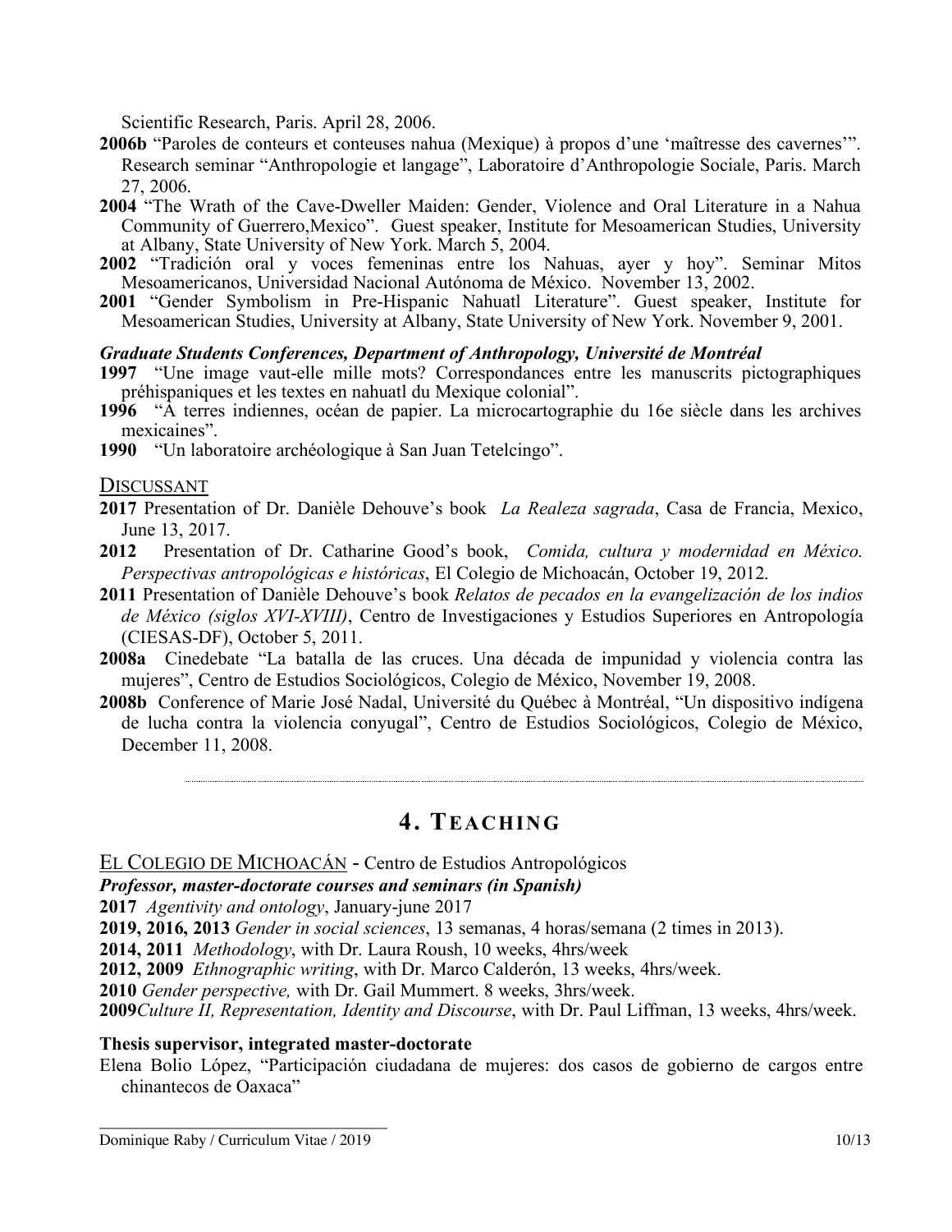Scientific Research, Paris. April 28, 2006.

**2006b** "Paroles de conteurs et conteuses nahua (Mexique) à propos d'une 'maîtresse des cavernes'". Research seminar "Anthropologie et langage", Laboratoire d'Anthropologie Sociale, Paris. March 27, 2006.

**2004** "The Wrath of the Cave-Dweller Maiden: Gender, Violence and Oral Literature in a Nahua Community of Guerrero,Mexico". Guest speaker, Institute for Mesoamerican Studies, University at Albany, State University of New York. March 5, 2004.

**2002** "Tradición oral y voces femeninas entre los Nahuas, ayer y hoy". Seminar Mitos Mesoamericanos, Universidad Nacional Autónoma de México. November 13, 2002.

**2001** "Gender Symbolism in Pre-Hispanic Nahuatl Literature". Guest speaker, Institute for Mesoamerican Studies, University at Albany, State University of New York. November 9, 2001.

***Graduate Students Conferences, Department of Anthropology, Université de Montréal***

**1997** "Une image vaut-elle mille mots? Correspondances entre les manuscrits pictographiques préhispaniques et les textes en nahuatl du Mexique colonial".

**1996** "À terres indiennes, océan de papier. La microcartographie du 16e siècle dans les archives mexicaines".

**1990** "Un laboratoire archéologique à San Juan Tetelcingo".

### DISCUSSANT

**2017** Presentation of Dr. Danièle Dehouve's book *La Realeza sagrada*, Casa de Francia, Mexico, June 13, 2017.

**2012** Presentation of Dr. Catharine Good's book, *Comida, cultura y modernidad en México. Perspectivas antropológicas e históricas*, El Colegio de Michoacán, October 19, 2012.

**2011** Presentation of Danièle Dehouve's book *Relatos de pecados en la evangelización de los indios de México (siglos XVI-XVIII)*, Centro de Investigaciones y Estudios Superiores en Antropología (CIESAS-DF), October 5, 2011.

**2008a** Cinedebate "La batalla de las cruces. Una década de impunidad y violencia contra las mujeres", Centro de Estudios Sociológicos, Colegio de México, November 19, 2008.

**2008b** Conference of Marie José Nadal, Université du Québec à Montréal, "Un dispositivo indígena de lucha contra la violencia conyugal", Centro de Estudios Sociológicos, Colegio de México, December 11, 2008.

## 4. TEACHING

EL COLEGIO DE MICHOACÁN - Centro de Estudios Antropológicos

***Professor, master-doctorate courses and seminars (in Spanish)***

**2017** *Agentivity and ontology*, January-june 2017

**2019, 2016, 2013** *Gender in social sciences*, 13 semanas, 4 horas/semana (2 times in 2013).

**2014, 2011** *Methodology*, with Dr. Laura Roush, 10 weeks, 4hrs/week

**2012, 2009** *Ethnographic writing*, with Dr. Marco Calderón, 13 weeks, 4hrs/week.

**2010** *Gender perspective,* with Dr. Gail Mummert. 8 weeks, 3hrs/week.

**2009** *Culture II, Representation, Identity and Discourse*, with Dr. Paul Liffman, 13 weeks, 4hrs/week.

**Thesis supervisor, integrated master-doctorate**

Elena Bolio López, "Participación ciudadana de mujeres: dos casos de gobierno de cargos entre chinantecos de Oaxaca"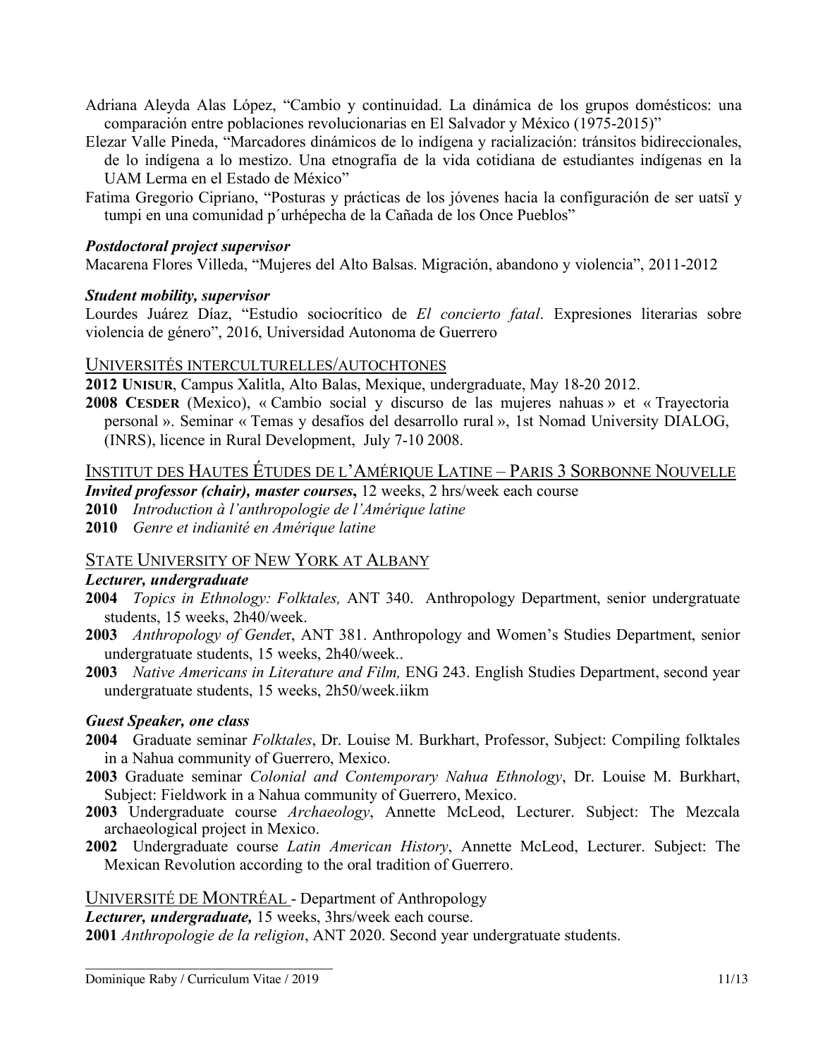Adriana Aleyda Alas López, "Cambio y continuidad. La dinámica de los grupos domésticos: una comparación entre poblaciones revolucionarias en El Salvador y México (1975-2015)"

Elezar Valle Pineda, "Marcadores dinámicos de lo indígena y racialización: tránsitos bidireccionales, de lo indígena a lo mestizo. Una etnografía de la vida cotidiana de estudiantes indígenas en la UAM Lerma en el Estado de México"

Fatima Gregorio Cipriano, "Posturas y prácticas de los jóvenes hacia la configuración de ser uatsï y tumpi en una comunidad p´urhépecha de la Cañada de los Once Pueblos"

***Postdoctoral project supervisor***

Macarena Flores Villeda, "Mujeres del Alto Balsas. Migración, abandono y violencia", 2011-2012

***Student mobility, supervisor***

Lourdes Juárez Díaz, "Estudio sociocrítico de *El concierto fatal*. Expresiones literarias sobre violencia de género", 2016, Universidad Autonoma de Guerrero

## UNIVERSITÉS INTERCULTURELLES/AUTOCHTONES

**2012 UNISUR**, Campus Xalitla, Alto Balas, Mexique, undergraduate, May 18-20 2012.

**2008 CESDER** (Mexico), « Cambio social y discurso de las mujeres nahuas » et « Trayectoria personal ». Seminar « Temas y desafíos del desarrollo rural », 1st Nomad University DIALOG, (INRS), licence in Rural Development, July 7-10 2008.

## INSTITUT DES HAUTES ÉTUDES DE L'AMÉRIQUE LATINE – PARIS 3 SORBONNE NOUVELLE

***Invited professor (chair), master courses,*** 12 weeks, 2 hrs/week each course

**2010** *Introduction à l'anthropologie de l'Amérique latine*

**2010** *Genre et indianité en Amérique latine*

## STATE UNIVERSITY OF NEW YORK AT ALBANY

***Lecturer, undergraduate***

**2004** *Topics in Ethnology: Folktales,* ANT 340. Anthropology Department, senior undergratuate students, 15 weeks, 2h40/week.

**2003** *Anthropology of Gende*r, ANT 381. Anthropology and Women's Studies Department, senior undergratuate students, 15 weeks, 2h40/week..

**2003** *Native Americans in Literature and Film,* ENG 243. English Studies Department, second year undergratuate students, 15 weeks, 2h50/week.iikm

***Guest Speaker, one class***

**2004** Graduate seminar *Folktales*, Dr. Louise M. Burkhart, Professor, Subject: Compiling folktales in a Nahua community of Guerrero, Mexico.

**2003** Graduate seminar *Colonial and Contemporary Nahua Ethnology*, Dr. Louise M. Burkhart, Subject: Fieldwork in a Nahua community of Guerrero, Mexico.

**2003** Undergraduate course *Archaeology*, Annette McLeod, Lecturer. Subject: The Mezcala archaeological project in Mexico.

**2002** Undergraduate course *Latin American History*, Annette McLeod, Lecturer. Subject: The Mexican Revolution according to the oral tradition of Guerrero.

## UNIVERSITÉ DE MONTRÉAL - Department of Anthropology

***Lecturer, undergraduate,*** 15 weeks, 3hrs/week each course.

**2001** *Anthropologie de la religion*, ANT 2020. Second year undergratuate students.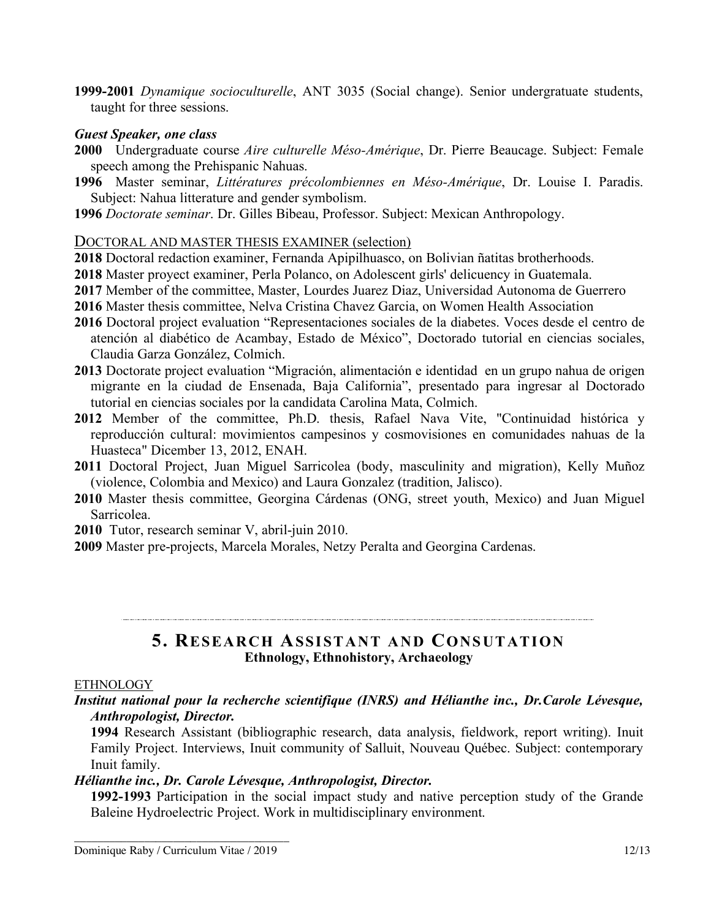**1999-2001** *Dynamique socioculturelle*, ANT 3035 (Social change). Senior undergratuate students, taught for three sessions.

***Guest Speaker, one class***

**2000** Undergraduate course *Aire culturelle Méso-Amérique*, Dr. Pierre Beaucage. Subject: Female speech among the Prehispanic Nahuas.

**1996** Master seminar, *Littératures précolombiennes en Méso-Amérique*, Dr. Louise I. Paradis. Subject: Nahua litterature and gender symbolism.

**1996** *Doctorate seminar*. Dr. Gilles Bibeau, Professor. Subject: Mexican Anthropology.

DOCTORAL AND MASTER THESIS EXAMINER (selection)

**2018** Doctoral redaction examiner, Fernanda Apipilhuasco, on Bolivian ñatitas brotherhoods.

**2018** Master proyect examiner, Perla Polanco, on Adolescent girls' delicuency in Guatemala.

**2017** Member of the committee, Master, Lourdes Juarez Diaz, Universidad Autonoma de Guerrero

**2016** Master thesis committee, Nelva Cristina Chavez Garcia, on Women Health Association

**2016** Doctoral project evaluation "Representaciones sociales de la diabetes. Voces desde el centro de atención al diabético de Acambay, Estado de México", Doctorado tutorial en ciencias sociales, Claudia Garza González, Colmich.

**2013** Doctorate project evaluation "Migración, alimentación e identidad en un grupo nahua de origen migrante en la ciudad de Ensenada, Baja California", presentado para ingresar al Doctorado tutorial en ciencias sociales por la candidata Carolina Mata, Colmich.

**2012** Member of the committee, Ph.D. thesis, Rafael Nava Vite, "Continuidad histórica y reproducción cultural: movimientos campesinos y cosmovisiones en comunidades nahuas de la Huasteca" Dicember 13, 2012, ENAH.

**2011** Doctoral Project, Juan Miguel Sarricolea (body, masculinity and migration), Kelly Muñoz (violence, Colombia and Mexico) and Laura Gonzalez (tradition, Jalisco).

**2010** Master thesis committee, Georgina Cárdenas (ONG, street youth, Mexico) and Juan Miguel Sarricolea.

**2010** Tutor, research seminar V, abril-juin 2010.

**2009** Master pre-projects, Marcela Morales, Netzy Peralta and Georgina Cardenas.

## 5. RESEARCH ASSISTANT AND CONSUTATION

**Ethnology, Ethnohistory, Archaeology**

ETHNOLOGY

***Institut national pour la recherche scientifique (INRS) and Hélianthe inc., Dr.Carole Lévesque, Anthropologist, Director.***

**1994** Research Assistant (bibliographic research, data analysis, fieldwork, report writing). Inuit Family Project. Interviews, Inuit community of Salluit, Nouveau Québec. Subject: contemporary Inuit family.

***Hélianthe inc., Dr. Carole Lévesque, Anthropologist, Director.***

**1992-1993** Participation in the social impact study and native perception study of the Grande Baleine Hydroelectric Project. Work in multidisciplinary environment.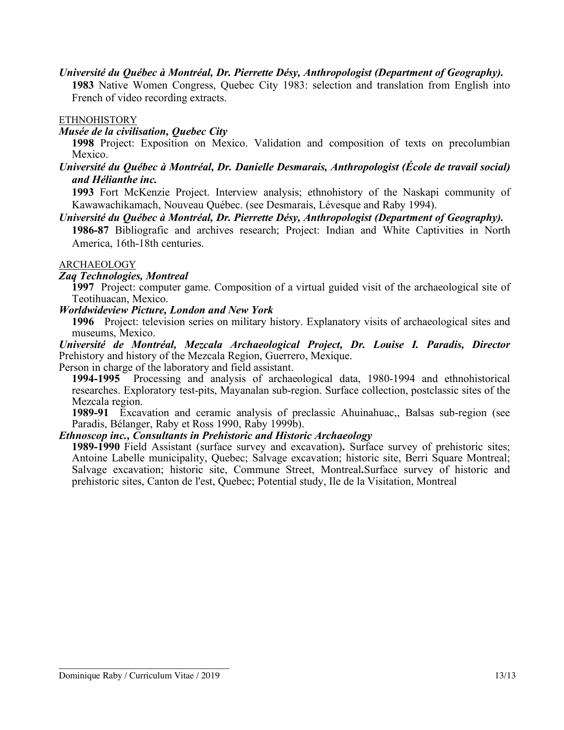***Université du Québec à Montréal, Dr. Pierrette Désy, Anthropologist (Department of Geography).***

**1983** Native Women Congress, Quebec City 1983: selection and translation from English into French of video recording extracts.

ETHNOHISTORY

***Musée de la civilisation, Quebec City***

**1998** Project: Exposition on Mexico. Validation and composition of texts on precolumbian Mexico.

***Université du Québec à Montréal, Dr. Danielle Desmarais, Anthropologist (École de travail social) and Hélianthe inc.***

**1993** Fort McKenzie Project. Interview analysis; ethnohistory of the Naskapi community of Kawawachikamach, Nouveau Québec. (see Desmarais, Lévesque and Raby 1994).

***Université du Québec à Montréal, Dr. Pierrette Désy, Anthropologist (Department of Geography).***

**1986-87** Bibliografic and archives research; Project: Indian and White Captivities in North America, 16th-18th centuries.

ARCHAEOLOGY

***Zaq Technologies, Montreal***

**1997** Project: computer game. Composition of a virtual guided visit of the archaeological site of Teotihuacan, Mexico.

***Worldwideview Picture, London and New York***

**1996** Project: television series on military history. Explanatory visits of archaeological sites and museums, Mexico.

***Université de Montréal, Mezcala Archaeological Project, Dr. Louise I. Paradis, Director***
Prehistory and history of the Mezcala Region, Guerrero, Mexique.
Person in charge of the laboratory and field assistant.

**1994-1995** Processing and analysis of archaeological data, 1980-1994 and ethnohistorical researches. Exploratory test-pits, Mayanalan sub-region. Surface collection, postclassic sites of the Mezcala region.

**1989-91** Excavation and ceramic analysis of preclassic Ahuinahuac,, Balsas sub-region (see Paradis, Bélanger, Raby et Ross 1990, Raby 1999b).

***Ethnoscop inc., Consultants in Prehistoric and Historic Archaeology***

**1989-1990** Field Assistant (surface survey and excavation)**.** Surface survey of prehistoric sites; Antoine Labelle municipality, Quebec; Salvage excavation; historic site, Berri Square Montreal; Salvage excavation; historic site, Commune Street, Montreal**.**Surface survey of historic and prehistoric sites, Canton de l'est, Quebec; Potential study, Ile de la Visitation, Montreal